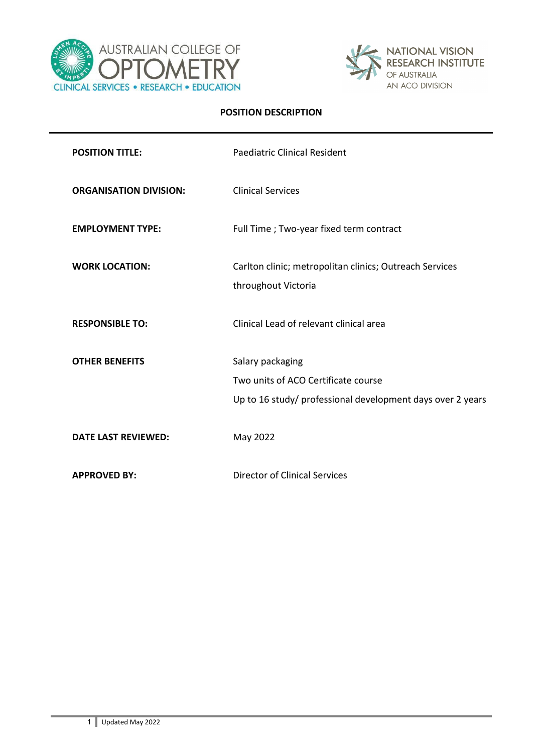AUSTRALIAN COLLEGE OF OPTOMETRY
CLINICAL SERVICES • RESEARCH • EDUCATION

NATIONAL VISION RESEARCH INSTITUTE OF AUSTRALIA
AN ACO DIVISION

# POSITION DESCRIPTION

| | |
|---|---|
| **POSITION TITLE:** | Paediatric Clinical Resident |
| **ORGANISATION DIVISION:** | Clinical Services |
| **EMPLOYMENT TYPE:** | Full Time ; Two-year fixed term contract |
| **WORK LOCATION:** | Carlton clinic; metropolitan clinics; Outreach Services throughout Victoria |
| **RESPONSIBLE TO:** | Clinical Lead of relevant clinical area |
| **OTHER BENEFITS** | Salary packaging<br>Two units of ACO Certificate course<br>Up to 16 study/ professional development days over 2 years |
| **DATE LAST REVIEWED:** | May 2022 |
| **APPROVED BY:** | Director of Clinical Services |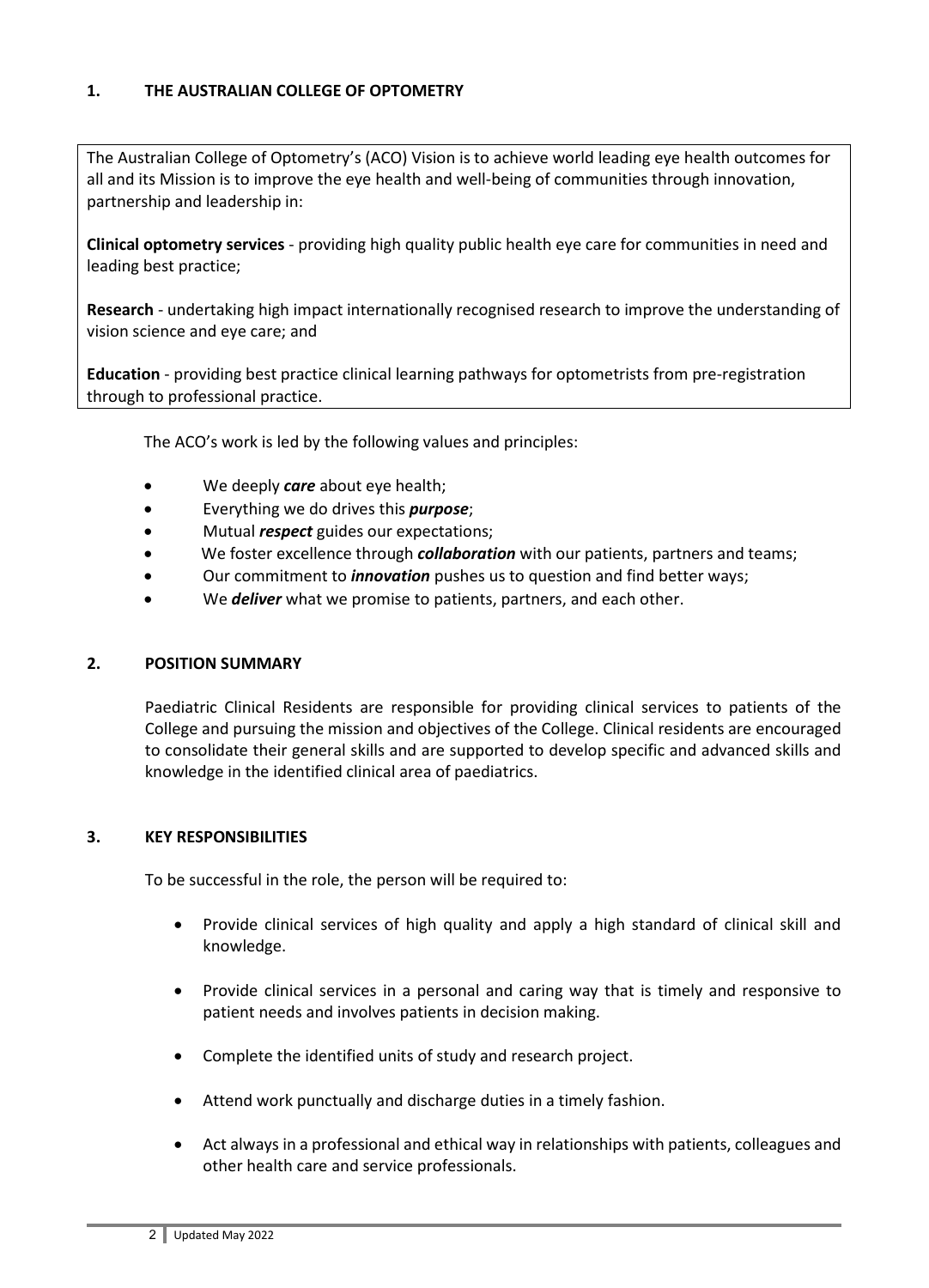## 1. THE AUSTRALIAN COLLEGE OF OPTOMETRY

The Australian College of Optometry's (ACO) Vision is to achieve world leading eye health outcomes for all and its Mission is to improve the eye health and well-being of communities through innovation, partnership and leadership in:

**Clinical optometry services** - providing high quality public health eye care for communities in need and leading best practice;

**Research** - undertaking high impact internationally recognised research to improve the understanding of vision science and eye care; and

**Education** - providing best practice clinical learning pathways for optometrists from pre-registration through to professional practice.

The ACO's work is led by the following values and principles:

- We deeply ***care*** about eye health;
- Everything we do drives this ***purpose***;
- Mutual ***respect*** guides our expectations;
- We foster excellence through ***collaboration*** with our patients, partners and teams;
- Our commitment to ***innovation*** pushes us to question and find better ways;
- We ***deliver*** what we promise to patients, partners, and each other.

## 2. POSITION SUMMARY

Paediatric Clinical Residents are responsible for providing clinical services to patients of the College and pursuing the mission and objectives of the College. Clinical residents are encouraged to consolidate their general skills and are supported to develop specific and advanced skills and knowledge in the identified clinical area of paediatrics.

## 3. KEY RESPONSIBILITIES

To be successful in the role, the person will be required to:

- Provide clinical services of high quality and apply a high standard of clinical skill and knowledge.
- Provide clinical services in a personal and caring way that is timely and responsive to patient needs and involves patients in decision making.
- Complete the identified units of study and research project.
- Attend work punctually and discharge duties in a timely fashion.
- Act always in a professional and ethical way in relationships with patients, colleagues and other health care and service professionals.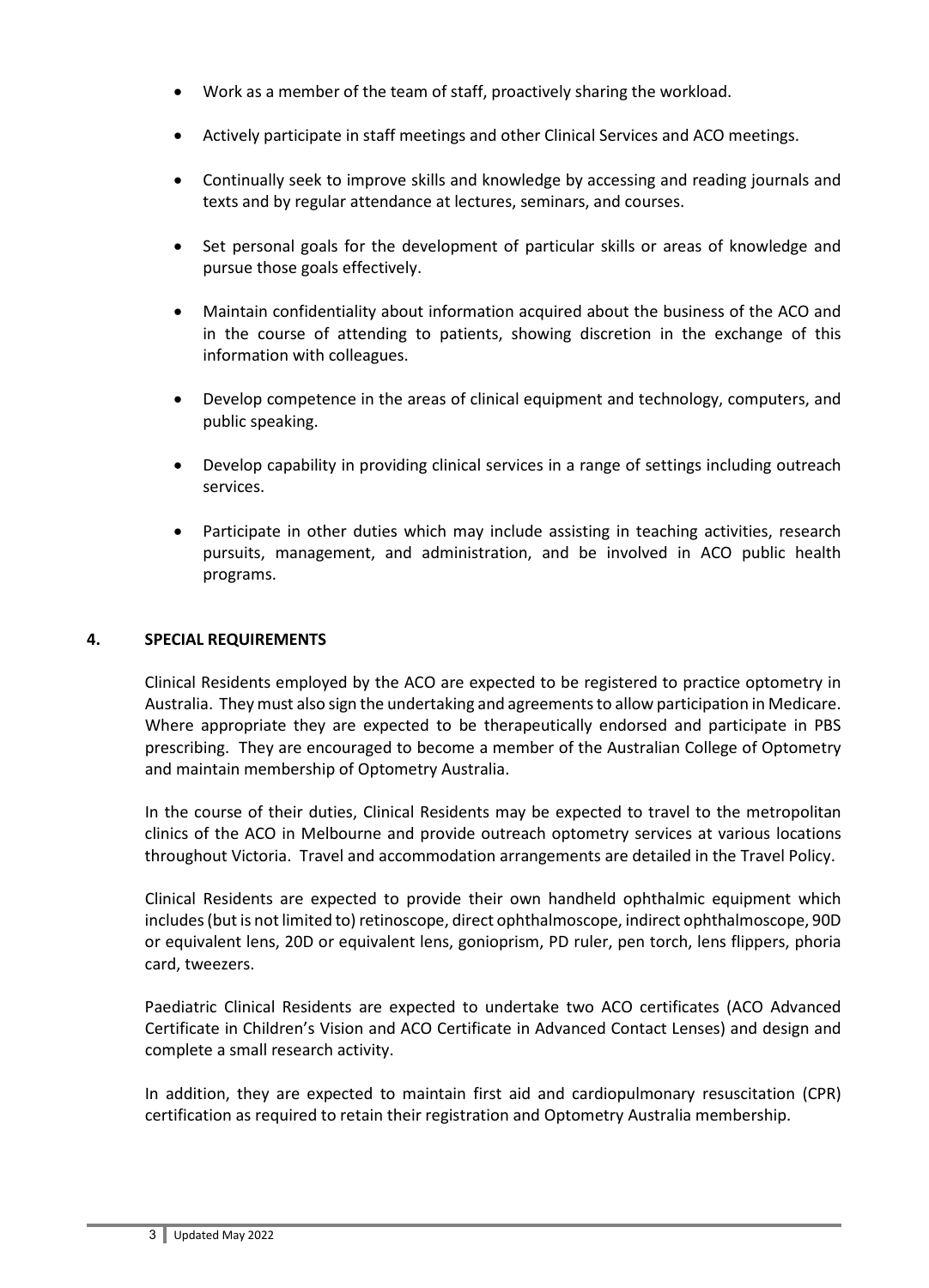- Work as a member of the team of staff, proactively sharing the workload.
- Actively participate in staff meetings and other Clinical Services and ACO meetings.
- Continually seek to improve skills and knowledge by accessing and reading journals and texts and by regular attendance at lectures, seminars, and courses.
- Set personal goals for the development of particular skills or areas of knowledge and pursue those goals effectively.
- Maintain confidentiality about information acquired about the business of the ACO and in the course of attending to patients, showing discretion in the exchange of this information with colleagues.
- Develop competence in the areas of clinical equipment and technology, computers, and public speaking.
- Develop capability in providing clinical services in a range of settings including outreach services.
- Participate in other duties which may include assisting in teaching activities, research pursuits, management, and administration, and be involved in ACO public health programs.

## 4. SPECIAL REQUIREMENTS

Clinical Residents employed by the ACO are expected to be registered to practice optometry in Australia. They must also sign the undertaking and agreements to allow participation in Medicare. Where appropriate they are expected to be therapeutically endorsed and participate in PBS prescribing. They are encouraged to become a member of the Australian College of Optometry and maintain membership of Optometry Australia.

In the course of their duties, Clinical Residents may be expected to travel to the metropolitan clinics of the ACO in Melbourne and provide outreach optometry services at various locations throughout Victoria. Travel and accommodation arrangements are detailed in the Travel Policy.

Clinical Residents are expected to provide their own handheld ophthalmic equipment which includes (but is not limited to) retinoscope, direct ophthalmoscope, indirect ophthalmoscope, 90D or equivalent lens, 20D or equivalent lens, gonioprism, PD ruler, pen torch, lens flippers, phoria card, tweezers.

Paediatric Clinical Residents are expected to undertake two ACO certificates (ACO Advanced Certificate in Children's Vision and ACO Certificate in Advanced Contact Lenses) and design and complete a small research activity.

In addition, they are expected to maintain first aid and cardiopulmonary resuscitation (CPR) certification as required to retain their registration and Optometry Australia membership.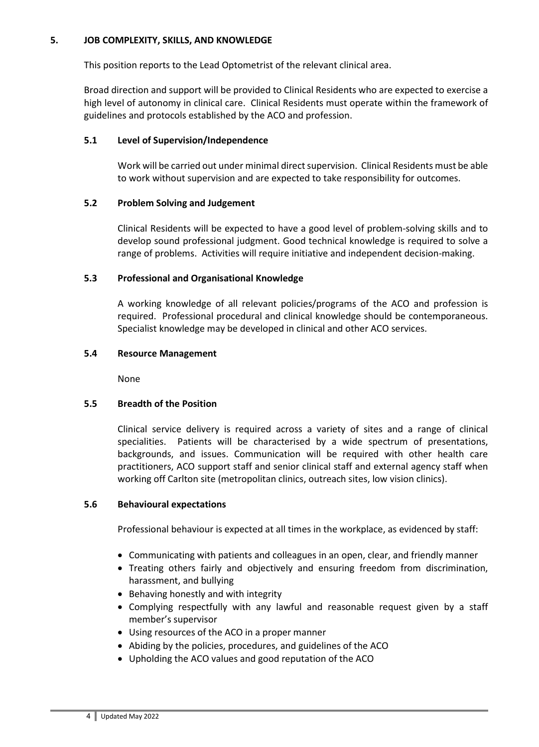## 5. JOB COMPLEXITY, SKILLS, AND KNOWLEDGE

This position reports to the Lead Optometrist of the relevant clinical area.

Broad direction and support will be provided to Clinical Residents who are expected to exercise a high level of autonomy in clinical care. Clinical Residents must operate within the framework of guidelines and protocols established by the ACO and profession.

### 5.1 Level of Supervision/Independence

Work will be carried out under minimal direct supervision. Clinical Residents must be able to work without supervision and are expected to take responsibility for outcomes.

### 5.2 Problem Solving and Judgement

Clinical Residents will be expected to have a good level of problem-solving skills and to develop sound professional judgment. Good technical knowledge is required to solve a range of problems. Activities will require initiative and independent decision-making.

### 5.3 Professional and Organisational Knowledge

A working knowledge of all relevant policies/programs of the ACO and profession is required. Professional procedural and clinical knowledge should be contemporaneous. Specialist knowledge may be developed in clinical and other ACO services.

### 5.4 Resource Management

None

### 5.5 Breadth of the Position

Clinical service delivery is required across a variety of sites and a range of clinical specialities. Patients will be characterised by a wide spectrum of presentations, backgrounds, and issues. Communication will be required with other health care practitioners, ACO support staff and senior clinical staff and external agency staff when working off Carlton site (metropolitan clinics, outreach sites, low vision clinics).

### 5.6 Behavioural expectations

Professional behaviour is expected at all times in the workplace, as evidenced by staff:

- Communicating with patients and colleagues in an open, clear, and friendly manner
- Treating others fairly and objectively and ensuring freedom from discrimination, harassment, and bullying
- Behaving honestly and with integrity
- Complying respectfully with any lawful and reasonable request given by a staff member's supervisor
- Using resources of the ACO in a proper manner
- Abiding by the policies, procedures, and guidelines of the ACO
- Upholding the ACO values and good reputation of the ACO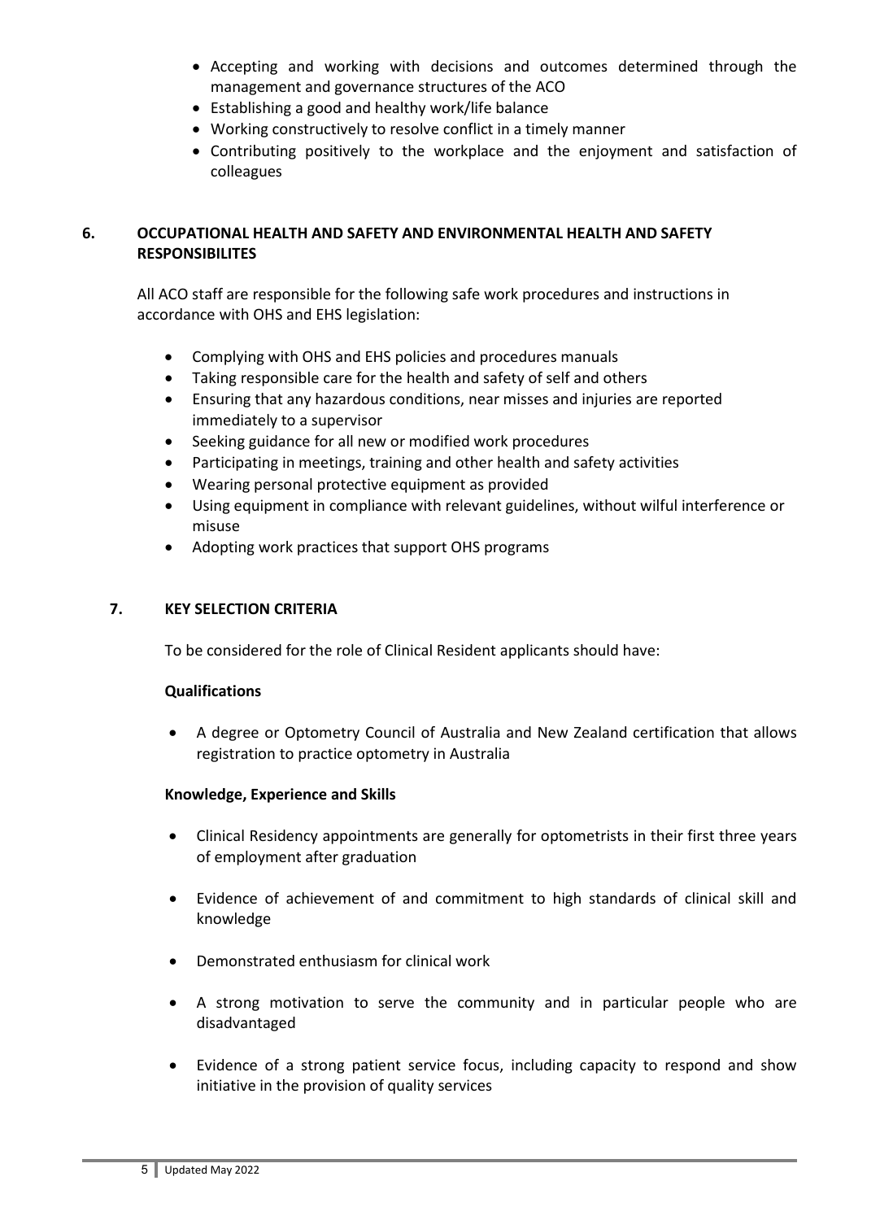- Accepting and working with decisions and outcomes determined through the management and governance structures of the ACO
- Establishing a good and healthy work/life balance
- Working constructively to resolve conflict in a timely manner
- Contributing positively to the workplace and the enjoyment and satisfaction of colleagues

## 6. OCCUPATIONAL HEALTH AND SAFETY AND ENVIRONMENTAL HEALTH AND SAFETY RESPONSIBILITES

All ACO staff are responsible for the following safe work procedures and instructions in accordance with OHS and EHS legislation:

- Complying with OHS and EHS policies and procedures manuals
- Taking responsible care for the health and safety of self and others
- Ensuring that any hazardous conditions, near misses and injuries are reported immediately to a supervisor
- Seeking guidance for all new or modified work procedures
- Participating in meetings, training and other health and safety activities
- Wearing personal protective equipment as provided
- Using equipment in compliance with relevant guidelines, without wilful interference or misuse
- Adopting work practices that support OHS programs

## 7. KEY SELECTION CRITERIA

To be considered for the role of Clinical Resident applicants should have:

### Qualifications

- A degree or Optometry Council of Australia and New Zealand certification that allows registration to practice optometry in Australia

### Knowledge, Experience and Skills

- Clinical Residency appointments are generally for optometrists in their first three years of employment after graduation
- Evidence of achievement of and commitment to high standards of clinical skill and knowledge
- Demonstrated enthusiasm for clinical work
- A strong motivation to serve the community and in particular people who are disadvantaged
- Evidence of a strong patient service focus, including capacity to respond and show initiative in the provision of quality services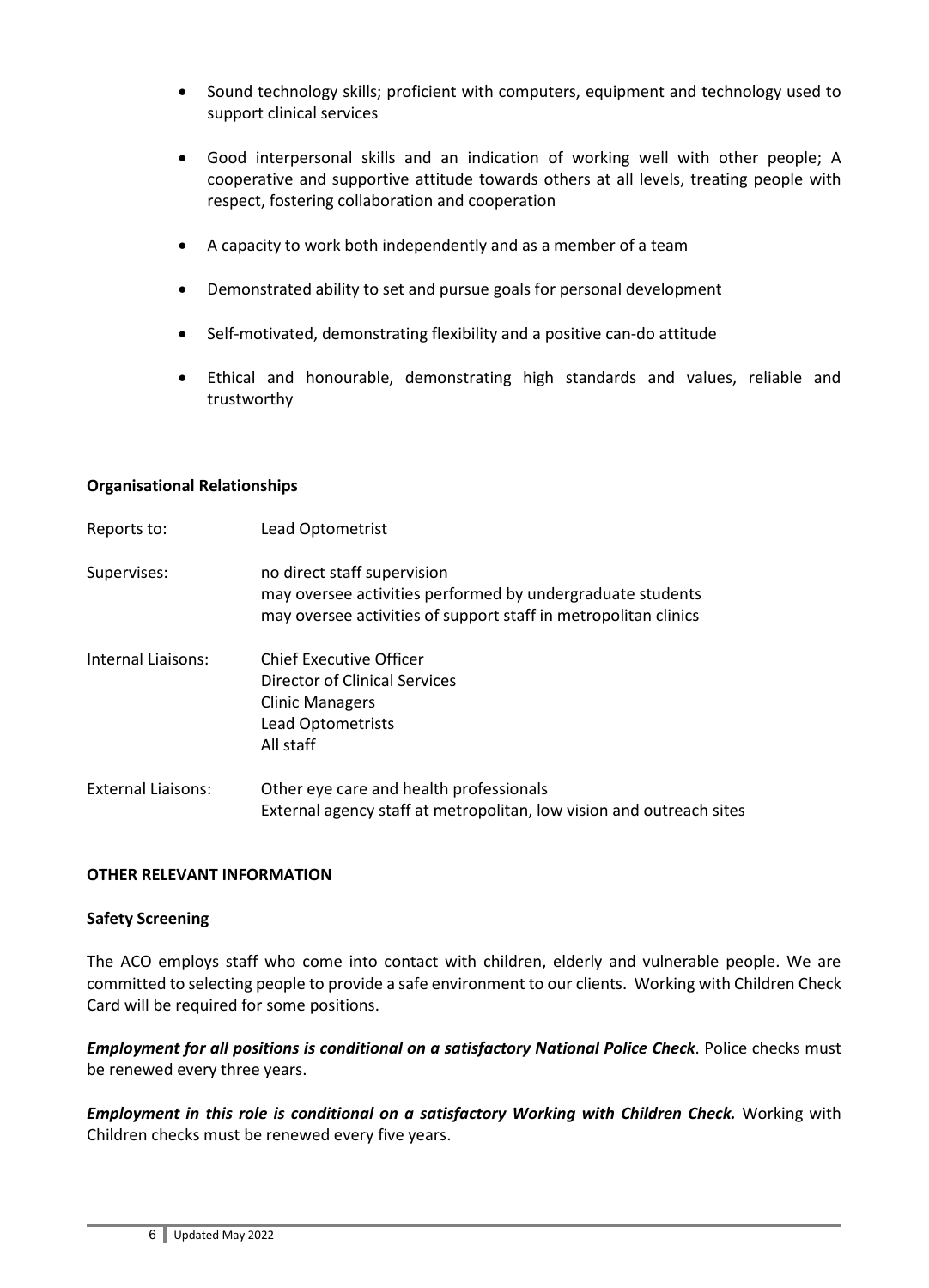- Sound technology skills; proficient with computers, equipment and technology used to support clinical services
- Good interpersonal skills and an indication of working well with other people; A cooperative and supportive attitude towards others at all levels, treating people with respect, fostering collaboration and cooperation
- A capacity to work both independently and as a member of a team
- Demonstrated ability to set and pursue goals for personal development
- Self-motivated, demonstrating flexibility and a positive can-do attitude
- Ethical and honourable, demonstrating high standards and values, reliable and trustworthy

**Organisational Relationships**

| | |
|---|---|
| Reports to: | Lead Optometrist |
| Supervises: | no direct staff supervision<br>may oversee activities performed by undergraduate students<br>may oversee activities of support staff in metropolitan clinics |
| Internal Liaisons: | Chief Executive Officer<br>Director of Clinical Services<br>Clinic Managers<br>Lead Optometrists<br>All staff |
| External Liaisons: | Other eye care and health professionals<br>External agency staff at metropolitan, low vision and outreach sites |

## OTHER RELEVANT INFORMATION

**Safety Screening**

The ACO employs staff who come into contact with children, elderly and vulnerable people. We are committed to selecting people to provide a safe environment to our clients. Working with Children Check Card will be required for some positions.

***Employment for all positions is conditional on a satisfactory National Police Check***. Police checks must be renewed every three years.

***Employment in this role is conditional on a satisfactory Working with Children Check.*** Working with Children checks must be renewed every five years.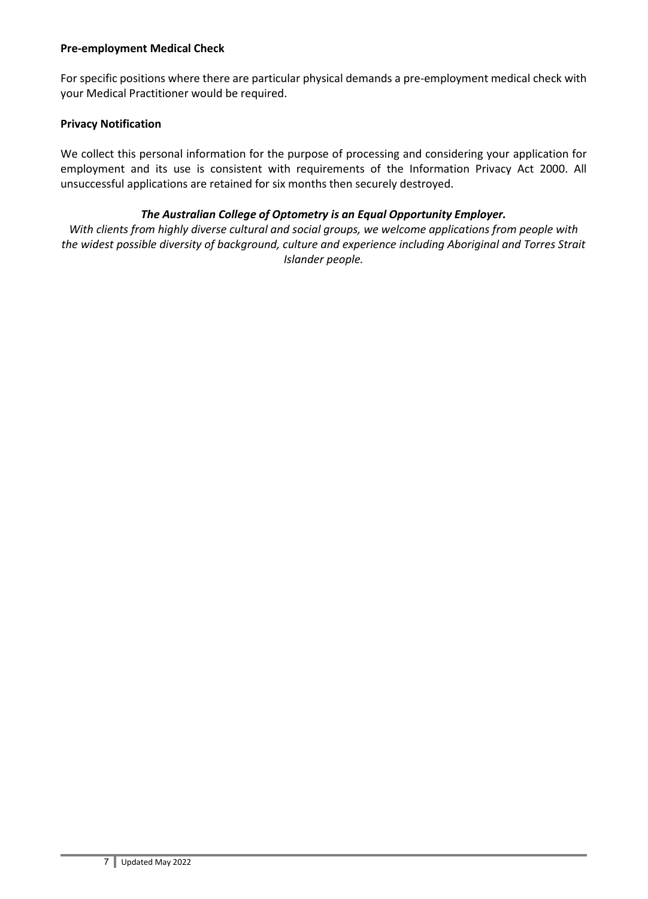**Pre-employment Medical Check**

For specific positions where there are particular physical demands a pre-employment medical check with your Medical Practitioner would be required.

**Privacy Notification**

We collect this personal information for the purpose of processing and considering your application for employment and its use is consistent with requirements of the Information Privacy Act 2000. All unsuccessful applications are retained for six months then securely destroyed.

***The Australian College of Optometry is an Equal Opportunity Employer.***

*With clients from highly diverse cultural and social groups, we welcome applications from people with the widest possible diversity of background, culture and experience including Aboriginal and Torres Strait Islander people.*